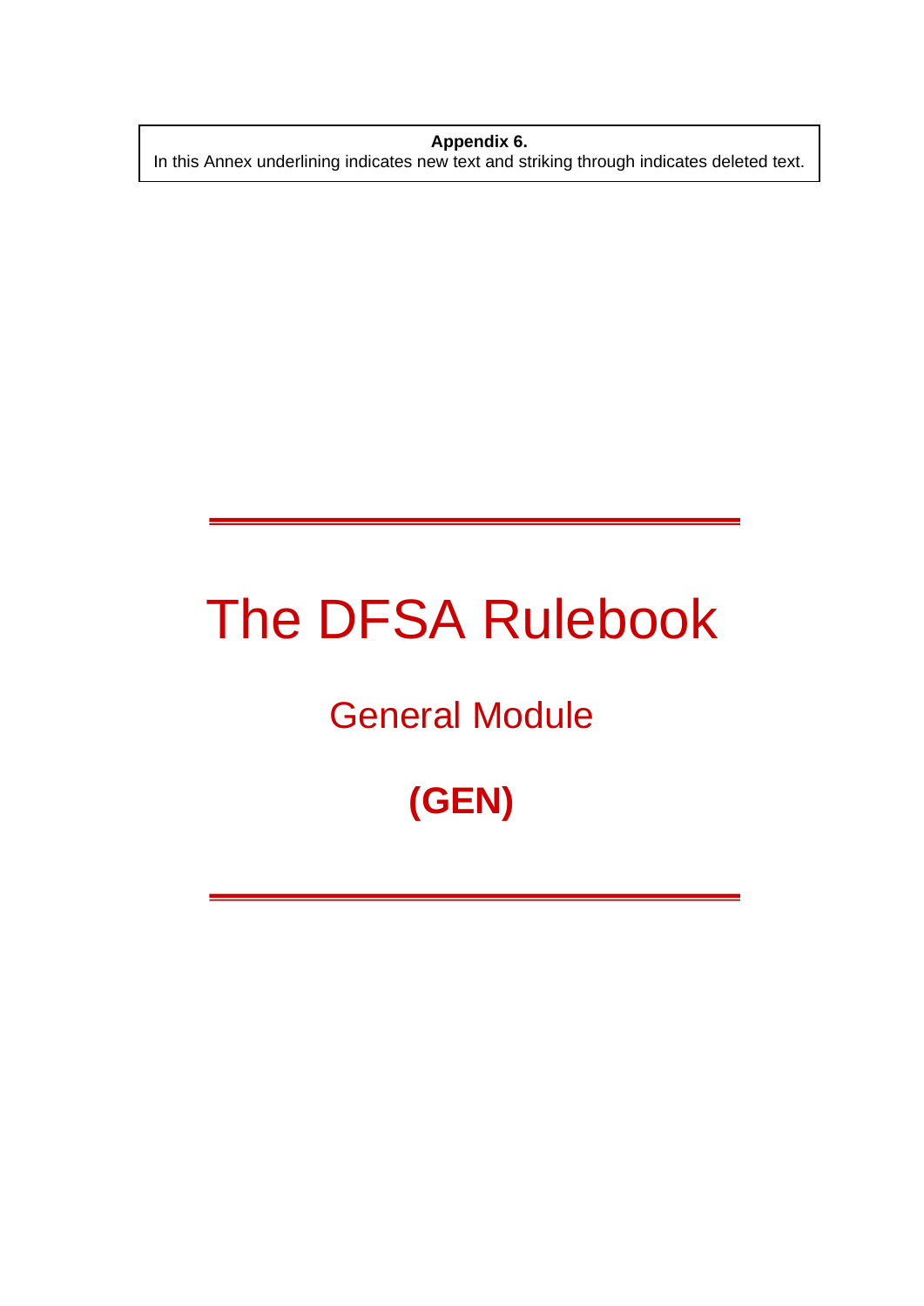**Appendix 6.**
In this Annex underlining indicates new text and striking through indicates deleted text.

# The DFSA Rulebook

## General Module

## **(GEN)**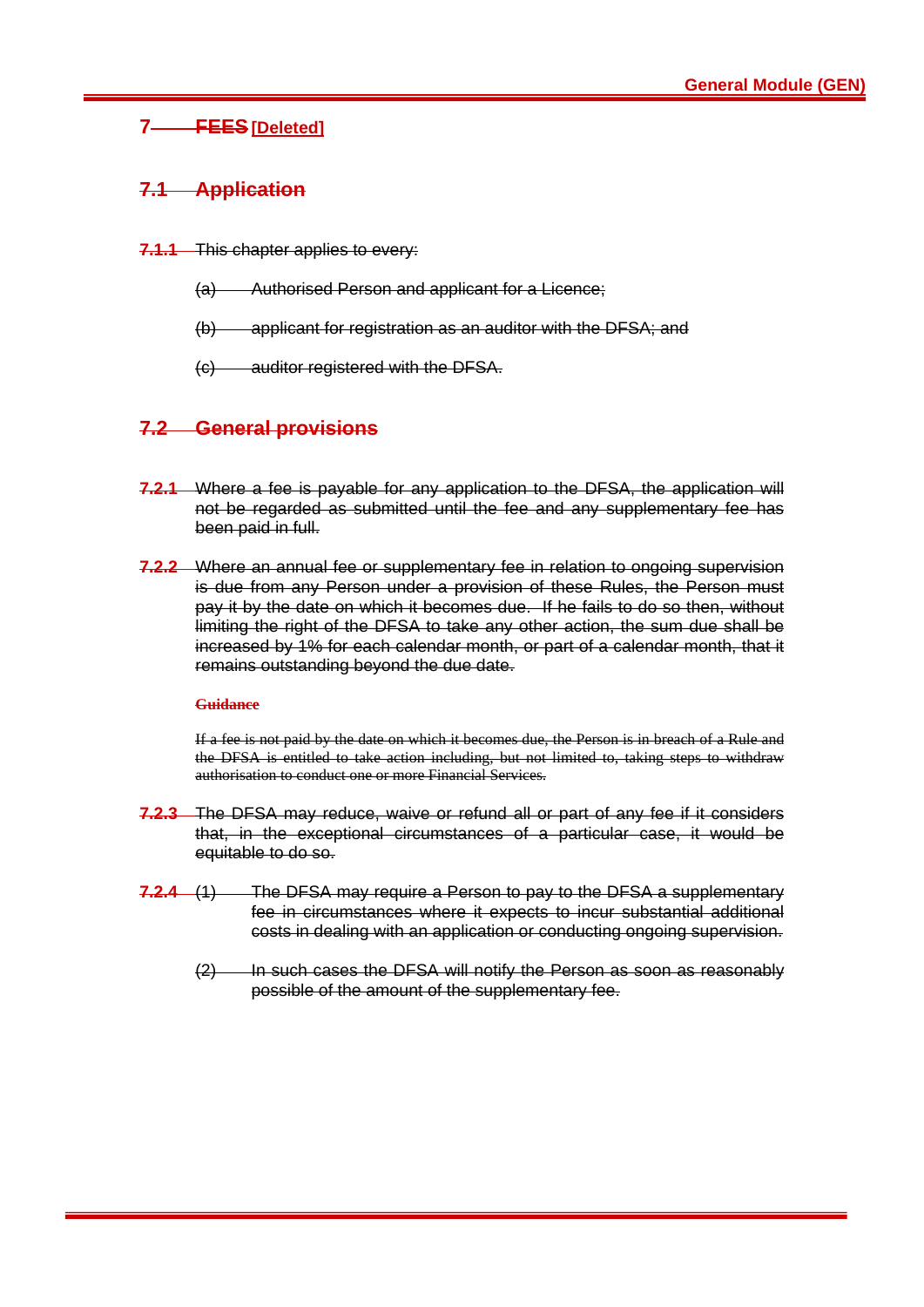# 7 ~~FEES~~ [Deleted]

## ~~7.1 Application~~

~~**7.1.1** This chapter applies to every:~~

~~(a) Authorised Person and applicant for a Licence;~~

~~(b) applicant for registration as an auditor with the DFSA; and~~

~~(c) auditor registered with the DFSA.~~

## ~~7.2 General provisions~~

~~**7.2.1** Where a fee is payable for any application to the DFSA, the application will not be regarded as submitted until the fee and any supplementary fee has been paid in full.~~

~~**7.2.2** Where an annual fee or supplementary fee in relation to ongoing supervision is due from any Person under a provision of these Rules, the Person must pay it by the date on which it becomes due. If he fails to do so then, without limiting the right of the DFSA to take any other action, the sum due shall be increased by 1% for each calendar month, or part of a calendar month, that it remains outstanding beyond the due date.~~

~~**Guidance**~~

~~If a fee is not paid by the date on which it becomes due, the Person is in breach of a Rule and the DFSA is entitled to take action including, but not limited to, taking steps to withdraw authorisation to conduct one or more Financial Services.~~

~~**7.2.3** The DFSA may reduce, waive or refund all or part of any fee if it considers that, in the exceptional circumstances of a particular case, it would be equitable to do so.~~

~~**7.2.4** (1) The DFSA may require a Person to pay to the DFSA a supplementary fee in circumstances where it expects to incur substantial additional costs in dealing with an application or conducting ongoing supervision.~~

~~(2) In such cases the DFSA will notify the Person as soon as reasonably possible of the amount of the supplementary fee.~~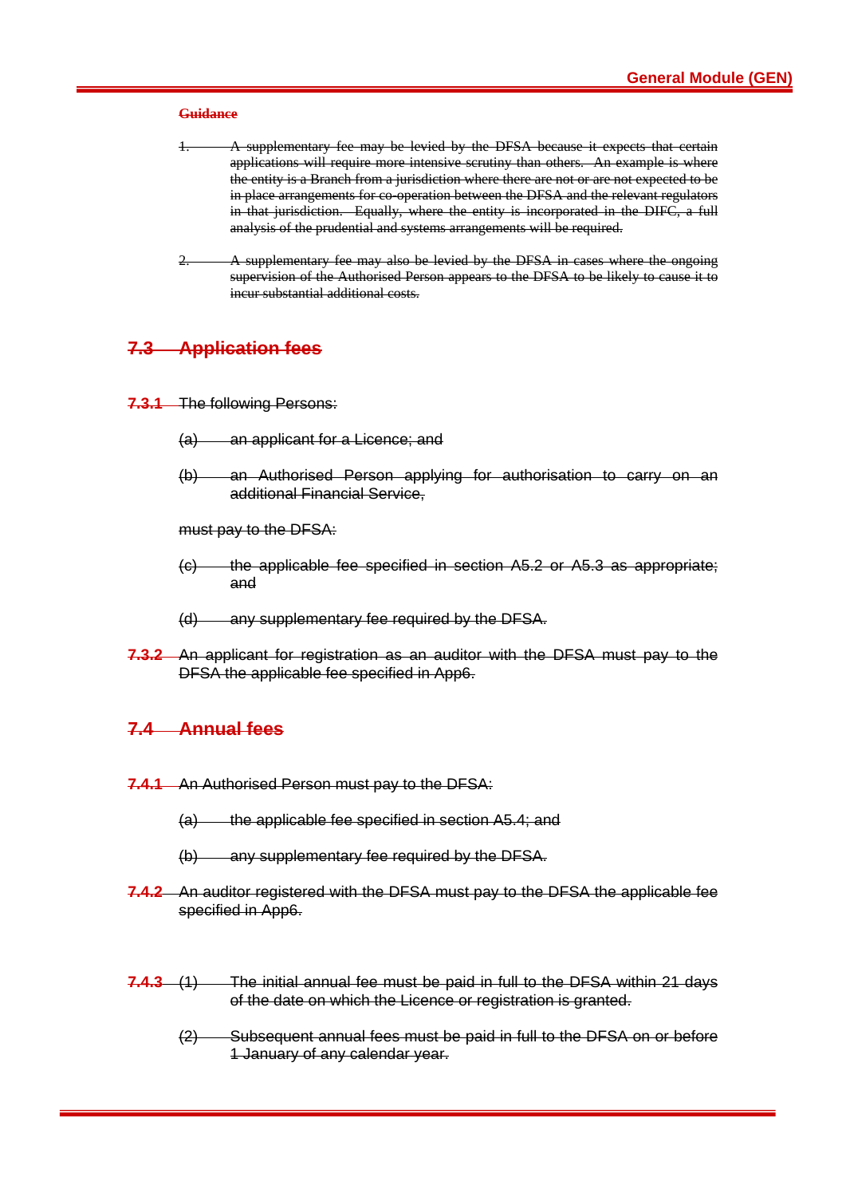**~~Guidance~~**

1. ~~A supplementary fee may be levied by the DFSA because it expects that certain applications will require more intensive scrutiny than others. An example is where the entity is a Branch from a jurisdiction where there are not or are not expected to be in place arrangements for co-operation between the DFSA and the relevant regulators in that jurisdiction. Equally, where the entity is incorporated in the DIFC, a full analysis of the prudential and systems arrangements will be required.~~

2. ~~A supplementary fee may also be levied by the DFSA in cases where the ongoing supervision of the Authorised Person appears to the DFSA to be likely to cause it to incur substantial additional costs.~~

## ~~7.3 Application fees~~

**~~7.3.1~~** ~~The following Persons:~~

~~(a) an applicant for a Licence; and~~

~~(b) an Authorised Person applying for authorisation to carry on an additional Financial Service,~~

~~must pay to the DFSA:~~

~~(c) the applicable fee specified in section A5.2 or A5.3 as appropriate; and~~

~~(d) any supplementary fee required by the DFSA.~~

**~~7.3.2~~** ~~An applicant for registration as an auditor with the DFSA must pay to the DFSA the applicable fee specified in App6.~~

## ~~7.4 Annual fees~~

**~~7.4.1~~** ~~An Authorised Person must pay to the DFSA:~~

~~(a) the applicable fee specified in section A5.4; and~~

~~(b) any supplementary fee required by the DFSA.~~

**~~7.4.2~~** ~~An auditor registered with the DFSA must pay to the DFSA the applicable fee specified in App6.~~

**~~7.4.3~~** ~~(1) The initial annual fee must be paid in full to the DFSA within 21 days of the date on which the Licence or registration is granted.~~

~~(2) Subsequent annual fees must be paid in full to the DFSA on or before 1 January of any calendar year.~~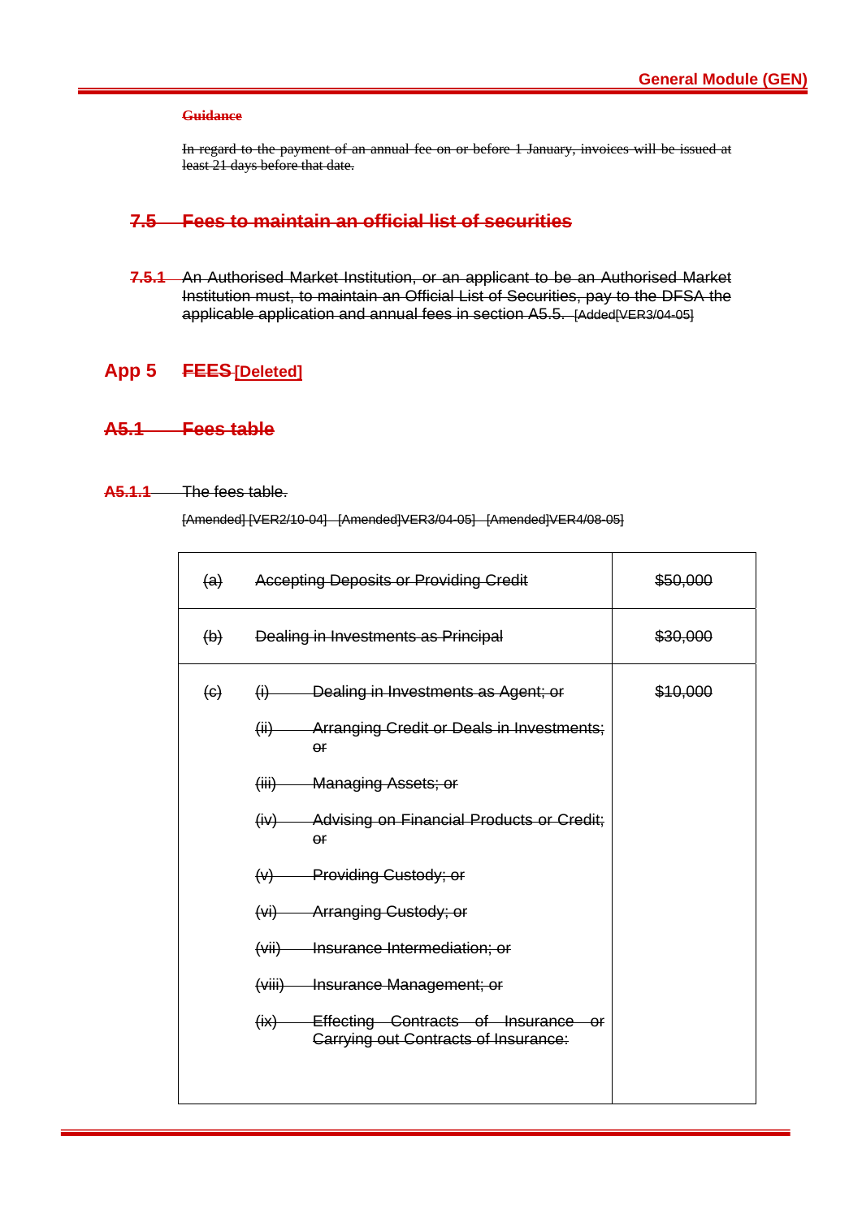**Guidance**

In regard to the payment of an annual fee on or before 1 January, invoices will be issued at least 21 days before that date.

## 7.5 Fees to maintain an official list of securities

**7.5.1** An Authorised Market Institution, or an applicant to be an Authorised Market Institution must, to maintain an Official List of Securities, pay to the DFSA the applicable application and annual fees in section A5.5. [Added[VER3/04-05]

# App 5 FEES [Deleted]

## A5.1 Fees table

**A5.1.1** The fees table.

[Amended] [VER2/10-04] [Amended]VER3/04-05] [Amended]VER4/08-05]

| | | |
|---|---|---|
| (a) | Accepting Deposits or Providing Credit | $50,000 |
| (b) | Dealing in Investments as Principal | $30,000 |
| (c) | (i) Dealing in Investments as Agent; or<br>(ii) Arranging Credit or Deals in Investments; or<br>(iii) Managing Assets; or<br>(iv) Advising on Financial Products or Credit; or<br>(v) Providing Custody; or<br>(vi) Arranging Custody; or<br>(vii) Insurance Intermediation; or<br>(viii) Insurance Management; or<br>(ix) Effecting Contracts of Insurance or Carrying out Contracts of Insurance: | $10,000 |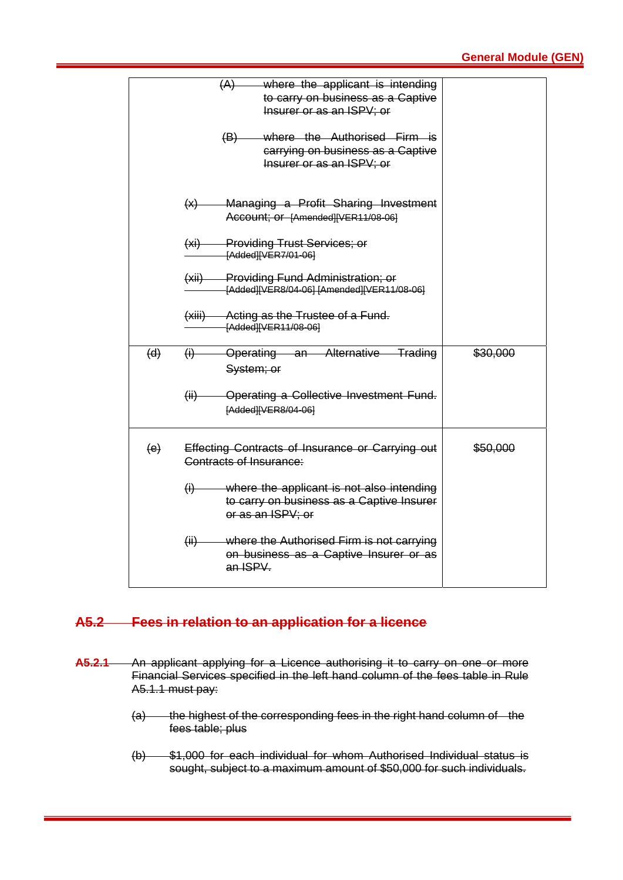| | | |
|---|---|---|
| | ~~(A) where the applicant is intending to carry on business as a Captive Insurer or as an ISPV; or~~<br><br>~~(B) where the Authorised Firm is carrying on business as a Captive Insurer or as an ISPV; or~~<br><br>~~(x) Managing a Profit Sharing Investment Account; or [Amended][VER11/08-06]~~<br><br>~~(xi) Providing Trust Services; or [Added][VER7/01-06]~~<br><br>~~(xii) Providing Fund Administration; or [Added][VER8/04-06] [Amended][VER11/08-06]~~<br><br>~~(xiii) Acting as the Trustee of a Fund. [Added][VER11/08-06]~~ | |
| ~~(d)~~ | ~~(i) Operating an Alternative Trading System; or~~<br><br>~~(ii) Operating a Collective Investment Fund. [Added][VER8/04-06]~~ | ~~$30,000~~ |
| ~~(e)~~ | ~~Effecting Contracts of Insurance or Carrying out Contracts of Insurance:~~<br><br>~~(i) where the applicant is not also intending to carry on business as a Captive Insurer or as an ISPV; or~~<br><br>~~(ii) where the Authorised Firm is not carrying on business as a Captive Insurer or as an ISPV.~~ | ~~$50,000~~ |

## ~~A5.2 Fees in relation to an application for a licence~~

~~**A5.2.1** An applicant applying for a Licence authorising it to carry on one or more Financial Services specified in the left hand column of the fees table in Rule A5.1.1 must pay:~~

~~(a) the highest of the corresponding fees in the right hand column of the fees table; plus~~

~~(b) $1,000 for each individual for whom Authorised Individual status is sought, subject to a maximum amount of $50,000 for such individuals.~~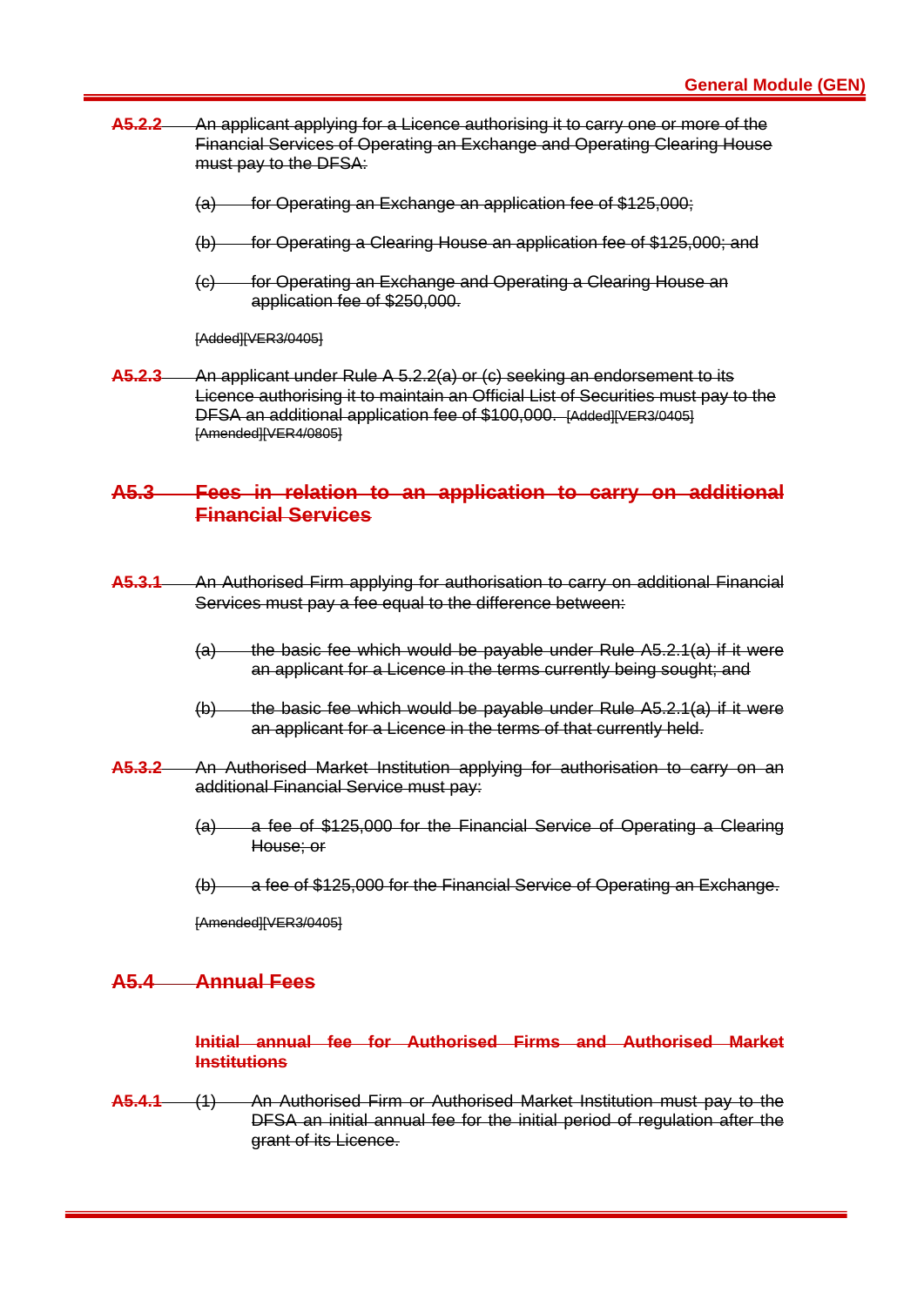~~**A5.2.2**~~ ~~An applicant applying for a Licence authorising it to carry one or more of the Financial Services of Operating an Exchange and Operating Clearing House must pay to the DFSA:~~

~~(a) for Operating an Exchange an application fee of $125,000;~~

~~(b) for Operating a Clearing House an application fee of $125,000; and~~

~~(c) for Operating an Exchange and Operating a Clearing House an application fee of $250,000.~~

~~[Added][VER3/0405]~~

~~**A5.2.3**~~ ~~An applicant under Rule A 5.2.2(a) or (c) seeking an endorsement to its Licence authorising it to maintain an Official List of Securities must pay to the DFSA an additional application fee of $100,000.~~ ~~[Added][VER3/0405] [Amended][VER4/0805]~~

## ~~A5.3 Fees in relation to an application to carry on additional Financial Services~~

~~**A5.3.1**~~ ~~An Authorised Firm applying for authorisation to carry on additional Financial Services must pay a fee equal to the difference between:~~

~~(a) the basic fee which would be payable under Rule A5.2.1(a) if it were an applicant for a Licence in the terms currently being sought; and~~

~~(b) the basic fee which would be payable under Rule A5.2.1(a) if it were an applicant for a Licence in the terms of that currently held.~~

~~**A5.3.2**~~ ~~An Authorised Market Institution applying for authorisation to carry on an additional Financial Service must pay:~~

~~(a) a fee of $125,000 for the Financial Service of Operating a Clearing House; or~~

~~(b) a fee of $125,000 for the Financial Service of Operating an Exchange.~~

~~[Amended][VER3/0405]~~

## ~~A5.4 Annual Fees~~

~~**Initial annual fee for Authorised Firms and Authorised Market Institutions**~~

~~**A5.4.1**~~ ~~(1) An Authorised Firm or Authorised Market Institution must pay to the DFSA an initial annual fee for the initial period of regulation after the grant of its Licence.~~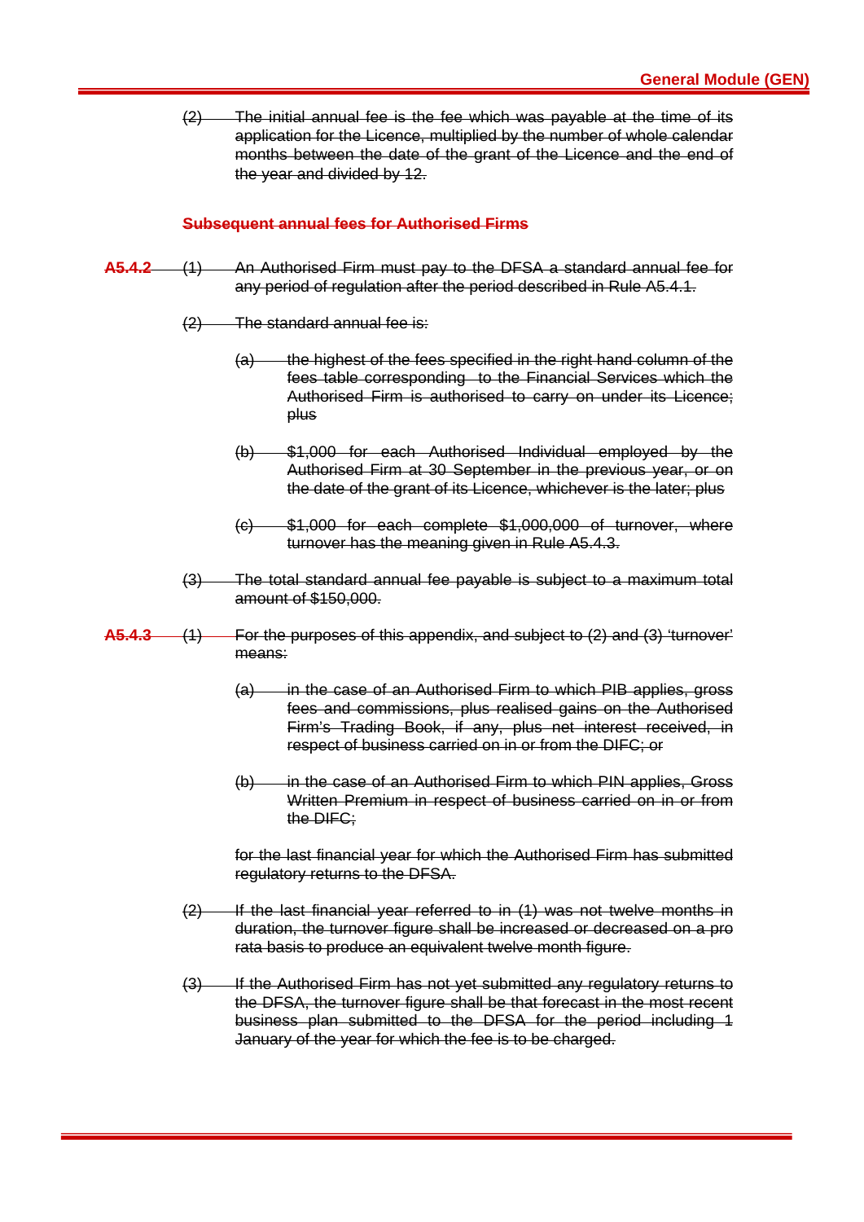(2) The initial annual fee is the fee which was payable at the time of its application for the Licence, multiplied by the number of whole calendar months between the date of the grant of the Licence and the end of the year and divided by 12.

**Subsequent annual fees for Authorised Firms**

**A5.4.2** (1) An Authorised Firm must pay to the DFSA a standard annual fee for any period of regulation after the period described in Rule A5.4.1.

(2) The standard annual fee is:

(a) the highest of the fees specified in the right hand column of the fees table corresponding to the Financial Services which the Authorised Firm is authorised to carry on under its Licence; plus

(b) $1,000 for each Authorised Individual employed by the Authorised Firm at 30 September in the previous year, or on the date of the grant of its Licence, whichever is the later; plus

(c) $1,000 for each complete $1,000,000 of turnover, where turnover has the meaning given in Rule A5.4.3.

(3) The total standard annual fee payable is subject to a maximum total amount of $150,000.

**A5.4.3** (1) For the purposes of this appendix, and subject to (2) and (3) 'turnover' means:

(a) in the case of an Authorised Firm to which PIB applies, gross fees and commissions, plus realised gains on the Authorised Firm's Trading Book, if any, plus net interest received, in respect of business carried on in or from the DIFC; or

(b) in the case of an Authorised Firm to which PIN applies, Gross Written Premium in respect of business carried on in or from the DIFC;

for the last financial year for which the Authorised Firm has submitted regulatory returns to the DFSA.

(2) If the last financial year referred to in (1) was not twelve months in duration, the turnover figure shall be increased or decreased on a pro rata basis to produce an equivalent twelve month figure.

(3) If the Authorised Firm has not yet submitted any regulatory returns to the DFSA, the turnover figure shall be that forecast in the most recent business plan submitted to the DFSA for the period including 1 January of the year for which the fee is to be charged.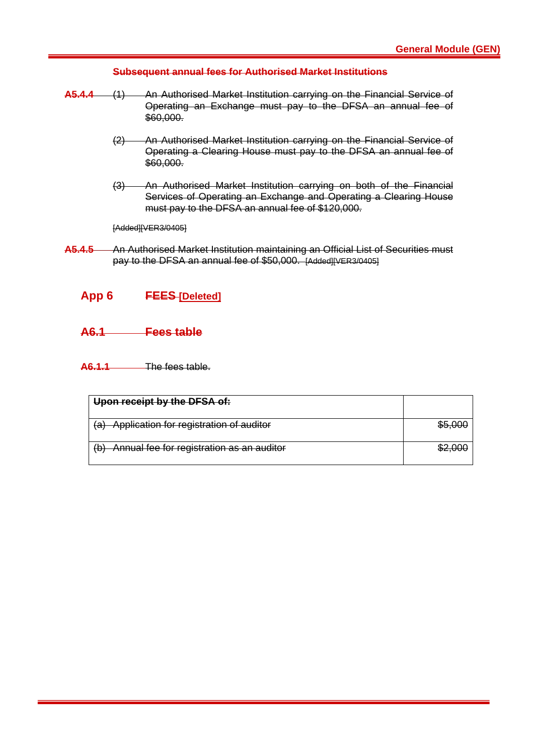**Subsequent annual fees for Authorised Market Institutions**

A5.4.4 (1) An Authorised Market Institution carrying on the Financial Service of Operating an Exchange must pay to the DFSA an annual fee of $60,000.

(2) An Authorised Market Institution carrying on the Financial Service of Operating a Clearing House must pay to the DFSA an annual fee of $60,000.

(3) An Authorised Market Institution carrying on both of the Financial Services of Operating an Exchange and Operating a Clearing House must pay to the DFSA an annual fee of $120,000.

[Added][VER3/0405]

A5.4.5 An Authorised Market Institution maintaining an Official List of Securities must pay to the DFSA an annual fee of $50,000. [Added][VER3/0405]

## App 6 FEES [Deleted]

## A6.1 Fees table

A6.1.1 The fees table.

| Upon receipt by the DFSA of: | |
|---|---|
| (a) Application for registration of auditor | $5,000 |
| (b) Annual fee for registration as an auditor | $2,000 |